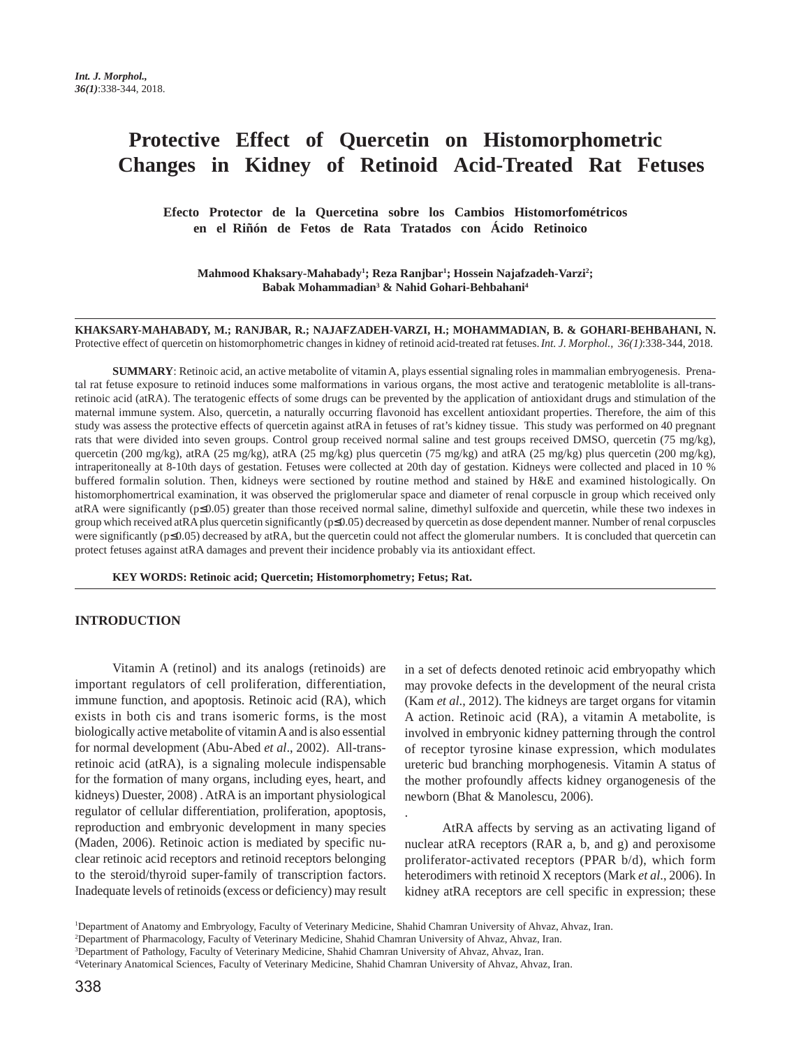# Protective Effect of Quercetin on Histomorphometric Changes in Kidney of Retinoid Acid-Treated Rat Fetuses

## Efecto Protector de la Quercetina sobre los Cambios Histomorfométricos en el Riñón de Fetos de Rata Tratados con Ácido Retinoico

**Mahmood Khaksary-Mahabady[1]; Reza Ranjbar[1]; Hossein Najafzadeh-Varzi[2]; Babak Mohammadian[3] & Nahid Gohari-Behbahani[4]**

---

**KHAKSARY-MAHABADY, M.; RANJBAR, R.; NAJAFZADEH-VARZI, H.; MOHAMMADIAN, B. & GOHARI-BEHBAHANI, N.** Protective effect of quercetin on histomorphometric changes in kidney of retinoid acid-treated rat fetuses. *Int. J. Morphol., 36(1)*:338-344, 2018.

**SUMMARY**: Retinoic acid, an active metabolite of vitamin A, plays essential signaling roles in mammalian embryogenesis. Prenatal rat fetuse exposure to retinoid induces some malformations in various organs, the most active and teratogenic metablolite is all-trans-retinoic acid (atRA). The teratogenic effects of some drugs can be prevented by the application of antioxidant drugs and stimulation of the maternal immune system. Also, quercetin, a naturally occurring flavonoid has excellent antioxidant properties. Therefore, the aim of this study was assess the protective effects of quercetin against atRA in fetuses of rat's kidney tissue. This study was performed on 40 pregnant rats that were divided into seven groups. Control group received normal saline and test groups received DMSO, quercetin (75 mg/kg), quercetin (200 mg/kg), atRA (25 mg/kg), atRA (25 mg/kg) plus quercetin (75 mg/kg) and atRA (25 mg/kg) plus quercetin (200 mg/kg), intraperitoneally at 8-10th days of gestation. Fetuses were collected at 20th day of gestation. Kidneys were collected and placed in 10 % buffered formalin solution. Then, kidneys were sectioned by routine method and stained by H&E and examined histologically. On histomorphomertrical examination, it was observed the priglomerular space and diameter of renal corpuscle in group which received only atRA were significantly ($p \leq 0.05$) greater than those received normal saline, dimethyl sulfoxide and quercetin, while these two indexes in group which received atRA plus quercetin significantly ($p \leq 0.05$) decreased by quercetin as dose dependent manner. Number of renal corpuscles were significantly ($p \leq 0.05$) decreased by atRA, but the quercetin could not affect the glomerular numbers. It is concluded that quercetin can protect fetuses against atRA damages and prevent their incidence probably via its antioxidant effect.

**KEY WORDS: Retinoic acid; Quercetin; Histomorphometry; Fetus; Rat.**

---

## INTRODUCTION

Vitamin A (retinol) and its analogs (retinoids) are important regulators of cell proliferation, differentiation, immune function, and apoptosis. Retinoic acid (RA), which exists in both cis and trans isomeric forms, is the most biologically active metabolite of vitamin A and is also essential for normal development (Abu-Abed *et al*., 2002). All-trans-retinoic acid (atRA), is a signaling molecule indispensable for the formation of many organs, including eyes, heart, and kidneys) Duester, 2008) . AtRA is an important physiological regulator of cellular differentiation, proliferation, apoptosis, reproduction and embryonic development in many species (Maden, 2006). Retinoic action is mediated by specific nuclear retinoic acid receptors and retinoid receptors belonging to the steroid/thyroid super-family of transcription factors. Inadequate levels of retinoids (excess or deficiency) may result in a set of defects denoted retinoic acid embryopathy which may provoke defects in the development of the neural crista (Kam *et al*., 2012). The kidneys are target organs for vitamin A action. Retinoic acid (RA), a vitamin A metabolite, is involved in embryonic kidney patterning through the control of receptor tyrosine kinase expression, which modulates ureteric bud branching morphogenesis. Vitamin A status of the mother profoundly affects kidney organogenesis of the newborn (Bhat & Manolescu, 2006).

.

AtRA affects by serving as an activating ligand of nuclear atRA receptors (RAR a, b, and g) and peroxisome proliferator-activated receptors (PPAR b/d), which form heterodimers with retinoid X receptors (Mark *et al*., 2006). In kidney atRA receptors are cell specific in expression; these

[1]Department of Anatomy and Embryology, Faculty of Veterinary Medicine, Shahid Chamran University of Ahvaz, Ahvaz, Iran.
[2]Department of Pharmacology, Faculty of Veterinary Medicine, Shahid Chamran University of Ahvaz, Ahvaz, Iran.
[3]Department of Pathology, Faculty of Veterinary Medicine, Shahid Chamran University of Ahvaz, Ahvaz, Iran.
[4]Veterinary Anatomical Sciences, Faculty of Veterinary Medicine, Shahid Chamran University of Ahvaz, Ahvaz, Iran.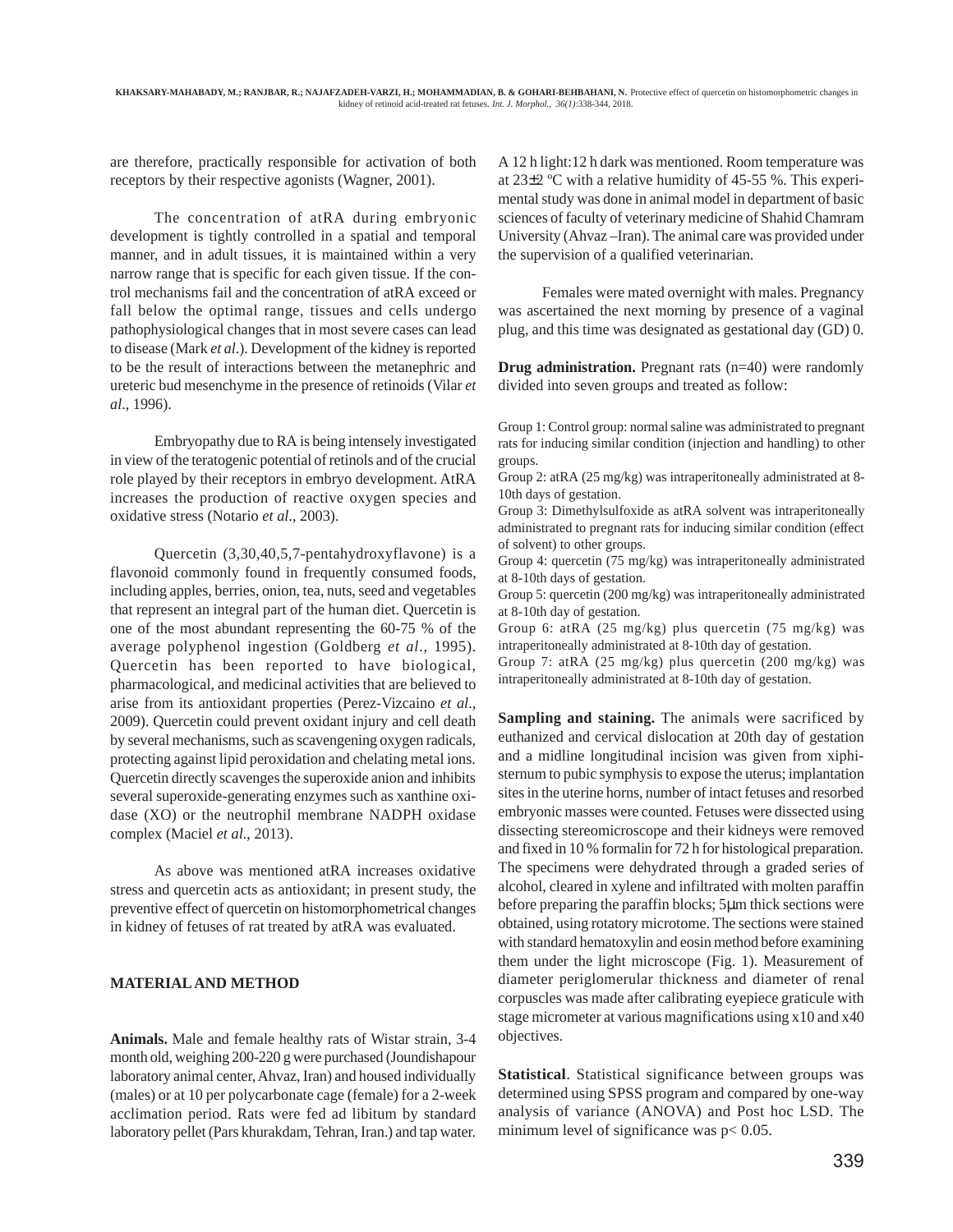are therefore, practically responsible for activation of both receptors by their respective agonists (Wagner, 2001).

The concentration of atRA during embryonic development is tightly controlled in a spatial and temporal manner, and in adult tissues, it is maintained within a very narrow range that is specific for each given tissue. If the control mechanisms fail and the concentration of atRA exceed or fall below the optimal range, tissues and cells undergo pathophysiological changes that in most severe cases can lead to disease (Mark *et al*.). Development of the kidney is reported to be the result of interactions between the metanephric and ureteric bud mesenchyme in the presence of retinoids (Vilar *et al*., 1996).

Embryopathy due to RA is being intensely investigated in view of the teratogenic potential of retinols and of the crucial role played by their receptors in embryo development. AtRA increases the production of reactive oxygen species and oxidative stress (Notario *et al*., 2003).

Quercetin (3,30,40,5,7-pentahydroxyflavone) is a flavonoid commonly found in frequently consumed foods, including apples, berries, onion, tea, nuts, seed and vegetables that represent an integral part of the human diet. Quercetin is one of the most abundant representing the 60-75 % of the average polyphenol ingestion (Goldberg *et al*., 1995). Quercetin has been reported to have biological, pharmacological, and medicinal activities that are believed to arise from its antioxidant properties (Perez-Vizcaino *et al*., 2009). Quercetin could prevent oxidant injury and cell death by several mechanisms, such as scavengening oxygen radicals, protecting against lipid peroxidation and chelating metal ions. Quercetin directly scavenges the superoxide anion and inhibits several superoxide-generating enzymes such as xanthine oxidase (XO) or the neutrophil membrane NADPH oxidase complex (Maciel *et al*., 2013).

As above was mentioned atRA increases oxidative stress and quercetin acts as antioxidant; in present study, the preventive effect of quercetin on histomorphometrical changes in kidney of fetuses of rat treated by atRA was evaluated.

## MATERIAL AND METHOD

**Animals.** Male and female healthy rats of Wistar strain, 3-4 month old, weighing 200-220 g were purchased (Joundishapour laboratory animal center, Ahvaz, Iran) and housed individually (males) or at 10 per polycarbonate cage (female) for a 2-week acclimation period. Rats were fed ad libitum by standard laboratory pellet (Pars khurakdam, Tehran, Iran.) and tap water. A 12 h light:12 h dark was mentioned. Room temperature was at 23±2 ºC with a relative humidity of 45-55 %. This experimental study was done in animal model in department of basic sciences of faculty of veterinary medicine of Shahid Chamram University (Ahvaz –Iran). The animal care was provided under the supervision of a qualified veterinarian.

Females were mated overnight with males. Pregnancy was ascertained the next morning by presence of a vaginal plug, and this time was designated as gestational day (GD) 0.

**Drug administration.** Pregnant rats (n=40) were randomly divided into seven groups and treated as follow:

Group 1: Control group: normal saline was administrated to pregnant rats for inducing similar condition (injection and handling) to other groups.
Group 2: atRA (25 mg/kg) was intraperitoneally administrated at 8-10th days of gestation.
Group 3: Dimethylsulfoxide as atRA solvent was intraperitoneally administrated to pregnant rats for inducing similar condition (effect of solvent) to other groups.
Group 4: quercetin (75 mg/kg) was intraperitoneally administrated at 8-10th days of gestation.
Group 5: quercetin (200 mg/kg) was intraperitoneally administrated at 8-10th day of gestation.
Group 6: atRA (25 mg/kg) plus quercetin (75 mg/kg) was intraperitoneally administrated at 8-10th day of gestation.
Group 7: atRA (25 mg/kg) plus quercetin (200 mg/kg) was intraperitoneally administrated at 8-10th day of gestation.

**Sampling and staining.** The animals were sacrificed by euthanized and cervical dislocation at 20th day of gestation and a midline longitudinal incision was given from xiphisternum to pubic symphysis to expose the uterus; implantation sites in the uterine horns, number of intact fetuses and resorbed embryonic masses were counted. Fetuses were dissected using dissecting stereomicroscope and their kidneys were removed and fixed in 10 % formalin for 72 h for histological preparation. The specimens were dehydrated through a graded series of alcohol, cleared in xylene and infiltrated with molten paraffin before preparing the paraffin blocks; 5μm thick sections were obtained, using rotatory microtome. The sections were stained with standard hematoxylin and eosin method before examining them under the light microscope (Fig. 1). Measurement of diameter periglomerular thickness and diameter of renal corpuscles was made after calibrating eyepiece graticule with stage micrometer at various magnifications using x10 and x40 objectives.

**Statistical**. Statistical significance between groups was determined using SPSS program and compared by one-way analysis of variance (ANOVA) and Post hoc LSD. The minimum level of significance was $p < 0.05$.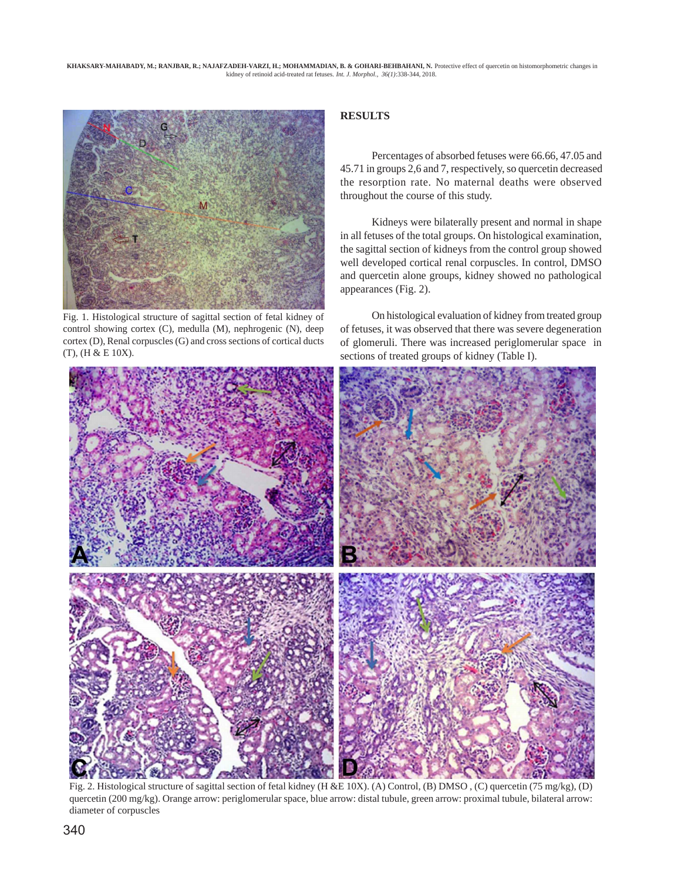Fig. 1. Histological structure of sagittal section of fetal kidney of control showing cortex (C), medulla (M), nephrogenic (N), deep cortex (D), Renal corpuscles (G) and cross sections of cortical ducts (T), (H & E 10X).

## RESULTS

Percentages of absorbed fetuses were 66.66, 47.05 and 45.71 in groups 2,6 and 7, respectively, so quercetin decreased the resorption rate. No maternal deaths were observed throughout the course of this study.

Kidneys were bilaterally present and normal in shape in all fetuses of the total groups. On histological examination, the sagittal section of kidneys from the control group showed well developed cortical renal corpuscles. In control, DMSO and quercetin alone groups, kidney showed no pathological appearances (Fig. 2).

On histological evaluation of kidney from treated group of fetuses, it was observed that there was severe degeneration of glomeruli. There was increased periglomerular space in sections of treated groups of kidney (Table I).

Fig. 2. Histological structure of sagittal section of fetal kidney (H &E 10X). (A) Control, (B) DMSO , (C) quercetin (75 mg/kg), (D) quercetin (200 mg/kg). Orange arrow: periglomerular space, blue arrow: distal tubule, green arrow: proximal tubule, bilateral arrow: diameter of corpuscles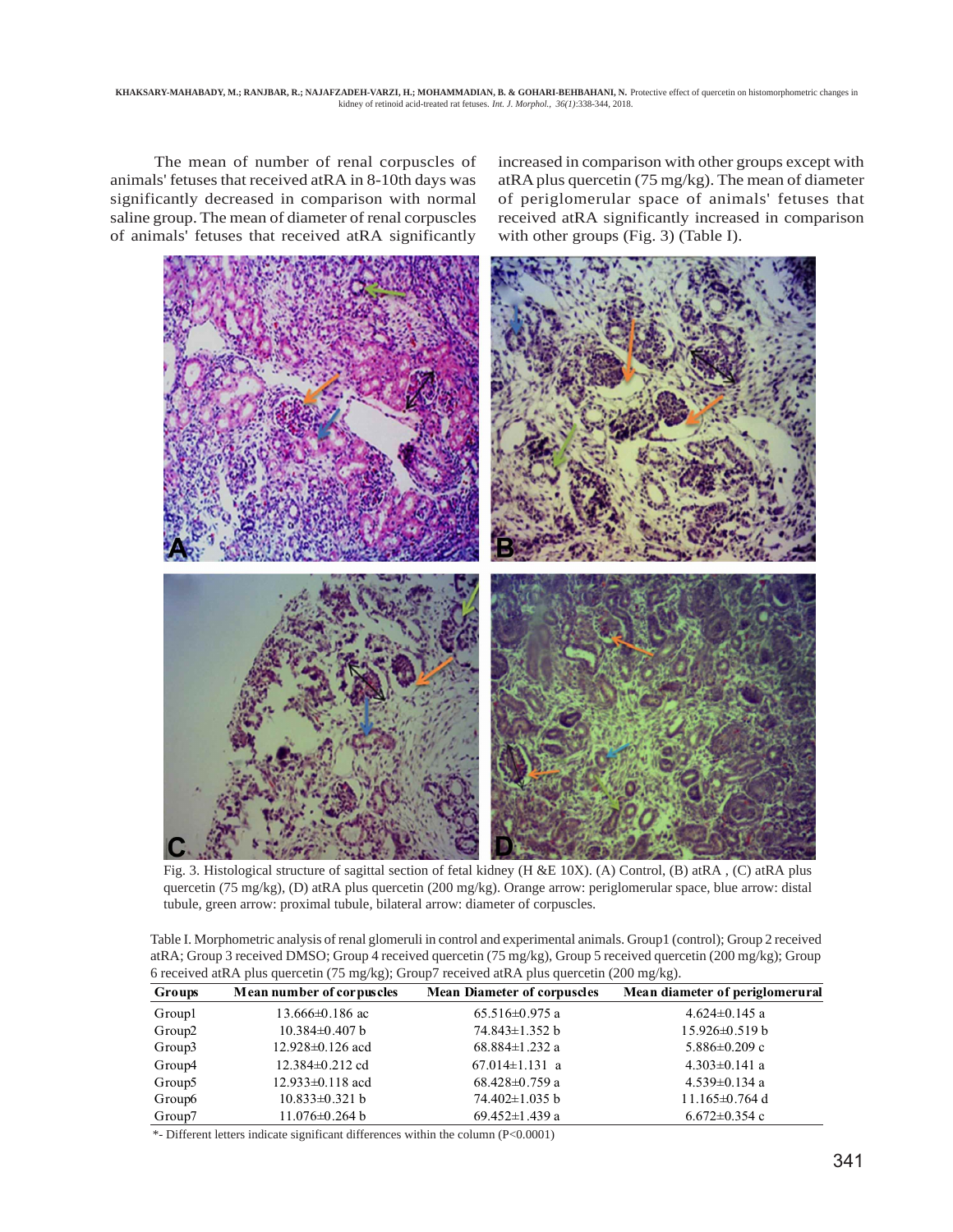The mean of number of renal corpuscles of animals' fetuses that received atRA in 8-10th days was significantly decreased in comparison with normal saline group. The mean of diameter of renal corpuscles of animals' fetuses that received atRA significantly increased in comparison with other groups except with atRA plus quercetin (75 mg/kg). The mean of diameter of periglomerular space of animals' fetuses that received atRA significantly increased in comparison with other groups (Fig. 3) (Table I).

Fig. 3. Histological structure of sagittal section of fetal kidney (H &E 10X). (A) Control, (B) atRA , (C) atRA plus quercetin (75 mg/kg), (D) atRA plus quercetin (200 mg/kg). Orange arrow: periglomerular space, blue arrow: distal tubule, green arrow: proximal tubule, bilateral arrow: diameter of corpuscles.

Table I. Morphometric analysis of renal glomeruli in control and experimental animals. Group1 (control); Group 2 received atRA; Group 3 received DMSO; Group 4 received quercetin (75 mg/kg), Group 5 received quercetin (200 mg/kg); Group 6 received atRA plus quercetin (75 mg/kg); Group7 received atRA plus quercetin (200 mg/kg).

| Groups | Mean number of corpuscles | Mean Diameter of corpuscles | Mean diameter of periglomerural |
|---|---|---|---|
| Group1 | 13.666±0.186 ac | 65.516±0.975 a | 4.624±0.145 a |
| Group2 | 10.384±0.407 b | 74.843±1.352 b | 15.926±0.519 b |
| Group3 | 12.928±0.126 acd | 68.884±1.232 a | 5.886±0.209 c |
| Group4 | 12.384±0.212 cd | 67.014±1.131 a | 4.303±0.141 a |
| Group5 | 12.933±0.118 acd | 68.428±0.759 a | 4.539±0.134 a |
| Group6 | 10.833±0.321 b | 74.402±1.035 b | 11.165±0.764 d |
| Group7 | 11.076±0.264 b | 69.452±1.439 a | 6.672±0.354 c |

*- Different letters indicate significant differences within the column (P<0.0001)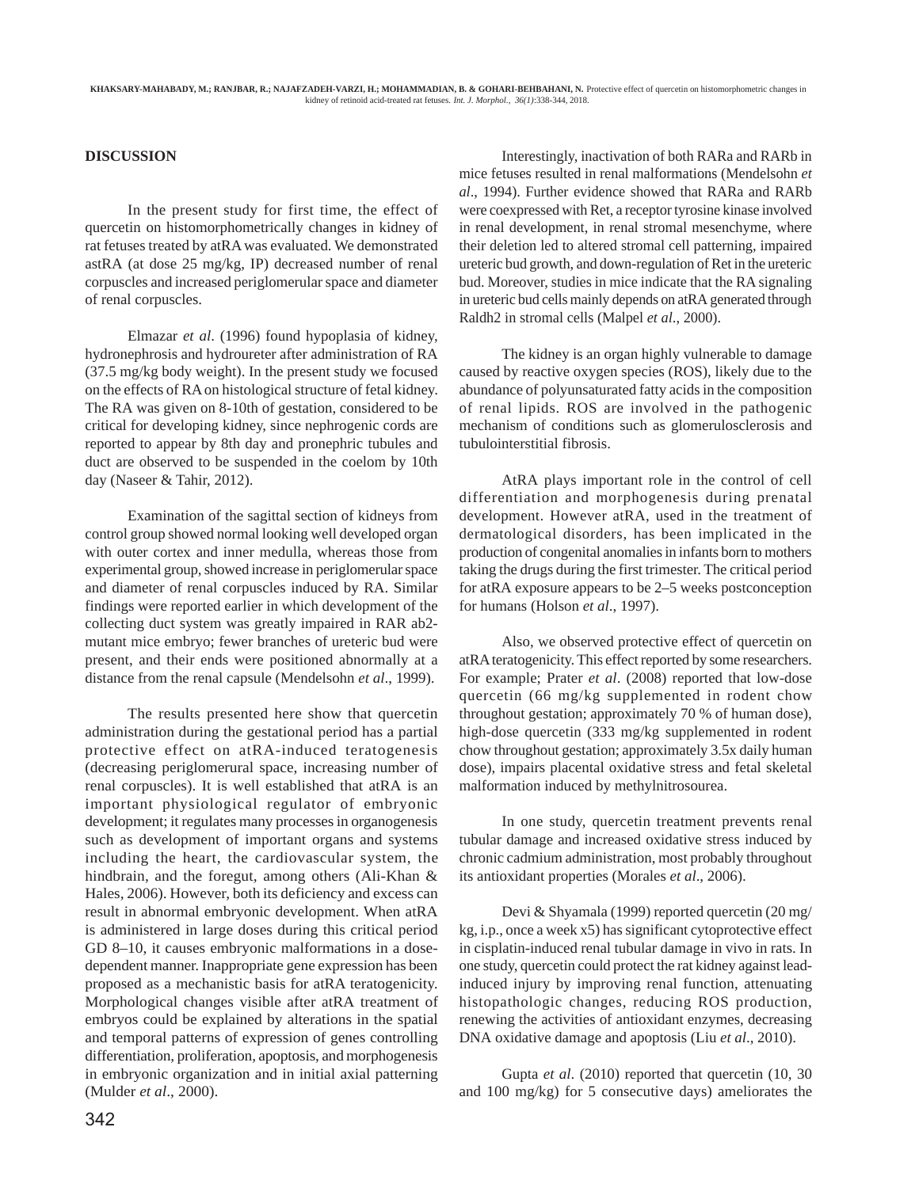## DISCUSSION

In the present study for first time, the effect of quercetin on histomorphometrically changes in kidney of rat fetuses treated by atRA was evaluated. We demonstrated astRA (at dose 25 mg/kg, IP) decreased number of renal corpuscles and increased periglomerular space and diameter of renal corpuscles.

Elmazar *et al*. (1996) found hypoplasia of kidney, hydronephrosis and hydroureter after administration of RA (37.5 mg/kg body weight). In the present study we focused on the effects of RA on histological structure of fetal kidney. The RA was given on 8-10th of gestation, considered to be critical for developing kidney, since nephrogenic cords are reported to appear by 8th day and pronephric tubules and duct are observed to be suspended in the coelom by 10th day (Naseer & Tahir, 2012).

Examination of the sagittal section of kidneys from control group showed normal looking well developed organ with outer cortex and inner medulla, whereas those from experimental group, showed increase in periglomerular space and diameter of renal corpuscles induced by RA. Similar findings were reported earlier in which development of the collecting duct system was greatly impaired in RAR ab2-mutant mice embryo; fewer branches of ureteric bud were present, and their ends were positioned abnormally at a distance from the renal capsule (Mendelsohn *et al*., 1999).

The results presented here show that quercetin administration during the gestational period has a partial protective effect on atRA-induced teratogenesis (decreasing periglomerural space, increasing number of renal corpuscles). It is well established that atRA is an important physiological regulator of embryonic development; it regulates many processes in organogenesis such as development of important organs and systems including the heart, the cardiovascular system, the hindbrain, and the foregut, among others (Ali-Khan & Hales, 2006). However, both its deficiency and excess can result in abnormal embryonic development. When atRA is administered in large doses during this critical period GD 8–10, it causes embryonic malformations in a dose-dependent manner. Inappropriate gene expression has been proposed as a mechanistic basis for atRA teratogenicity. Morphological changes visible after atRA treatment of embryos could be explained by alterations in the spatial and temporal patterns of expression of genes controlling differentiation, proliferation, apoptosis, and morphogenesis in embryonic organization and in initial axial patterning (Mulder *et al*., 2000).

Interestingly, inactivation of both RARa and RARb in mice fetuses resulted in renal malformations (Mendelsohn *et al*., 1994). Further evidence showed that RARa and RARb were coexpressed with Ret, a receptor tyrosine kinase involved in renal development, in renal stromal mesenchyme, where their deletion led to altered stromal cell patterning, impaired ureteric bud growth, and down-regulation of Ret in the ureteric bud. Moreover, studies in mice indicate that the RA signaling in ureteric bud cells mainly depends on atRA generated through Raldh2 in stromal cells (Malpel *et al*., 2000).

The kidney is an organ highly vulnerable to damage caused by reactive oxygen species (ROS), likely due to the abundance of polyunsaturated fatty acids in the composition of renal lipids. ROS are involved in the pathogenic mechanism of conditions such as glomerulosclerosis and tubulointerstitial fibrosis.

AtRA plays important role in the control of cell differentiation and morphogenesis during prenatal development. However atRA, used in the treatment of dermatological disorders, has been implicated in the production of congenital anomalies in infants born to mothers taking the drugs during the first trimester. The critical period for atRA exposure appears to be 2–5 weeks postconception for humans (Holson *et al*., 1997).

Also, we observed protective effect of quercetin on atRA teratogenicity. This effect reported by some researchers. For example; Prater *et al*. (2008) reported that low-dose quercetin (66 mg/kg supplemented in rodent chow throughout gestation; approximately 70 % of human dose), high-dose quercetin (333 mg/kg supplemented in rodent chow throughout gestation; approximately 3.5x daily human dose), impairs placental oxidative stress and fetal skeletal malformation induced by methylnitrosourea.

In one study, quercetin treatment prevents renal tubular damage and increased oxidative stress induced by chronic cadmium administration, most probably throughout its antioxidant properties (Morales *et al*., 2006).

Devi & Shyamala (1999) reported quercetin (20 mg/kg, i.p., once a week x5) has significant cytoprotective effect in cisplatin-induced renal tubular damage in vivo in rats. In one study, quercetin could protect the rat kidney against lead-induced injury by improving renal function, attenuating histopathologic changes, reducing ROS production, renewing the activities of antioxidant enzymes, decreasing DNA oxidative damage and apoptosis (Liu *et al*., 2010).

Gupta *et al*. (2010) reported that quercetin (10, 30 and 100 mg/kg) for 5 consecutive days) ameliorates the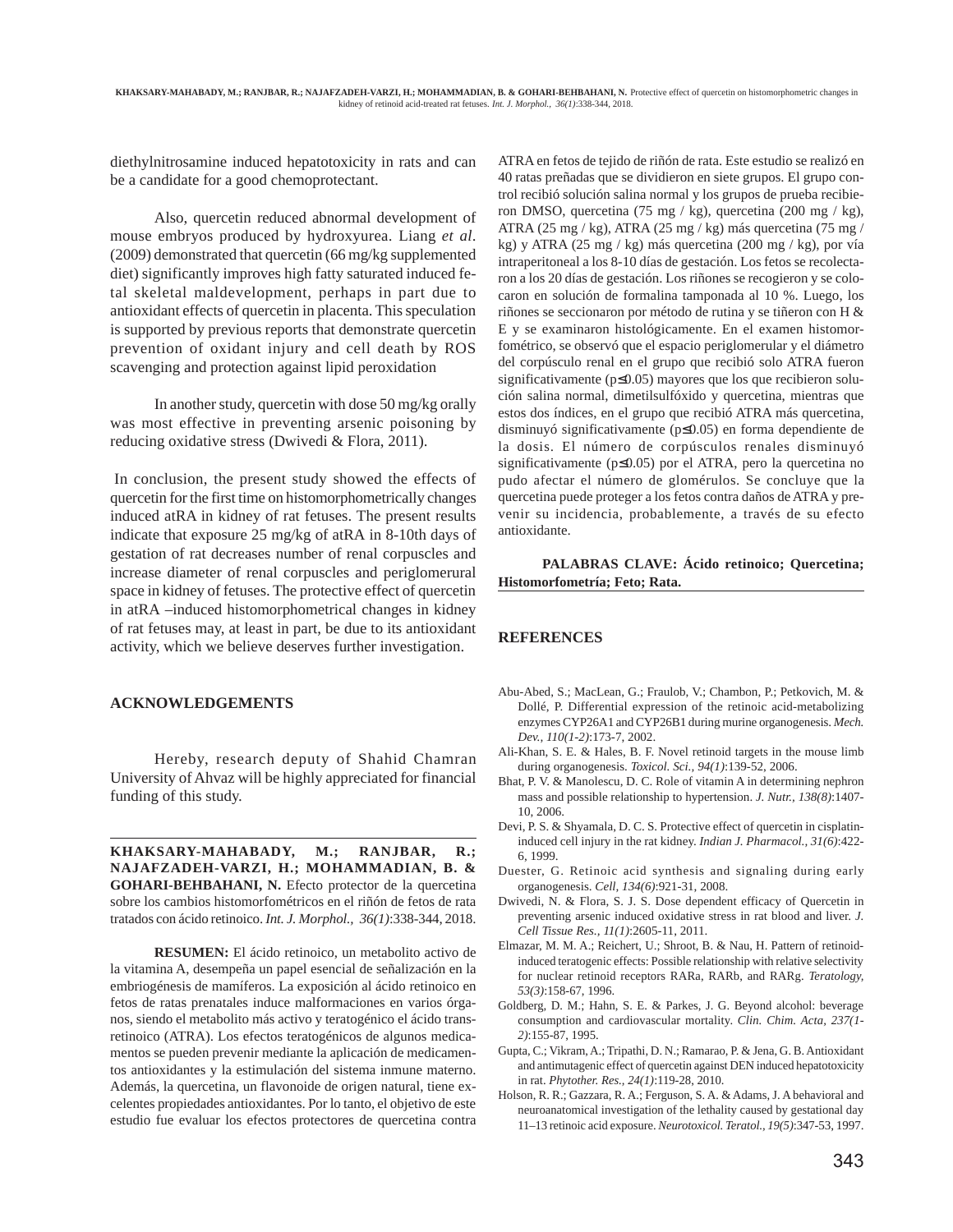diethylnitrosamine induced hepatotoxicity in rats and can be a candidate for a good chemoprotectant.

Also, quercetin reduced abnormal development of mouse embryos produced by hydroxyurea. Liang *et al*. (2009) demonstrated that quercetin (66 mg/kg supplemented diet) significantly improves high fatty saturated induced fetal skeletal maldevelopment, perhaps in part due to antioxidant effects of quercetin in placenta. This speculation is supported by previous reports that demonstrate quercetin prevention of oxidant injury and cell death by ROS scavenging and protection against lipid peroxidation

In another study, quercetin with dose 50 mg/kg orally was most effective in preventing arsenic poisoning by reducing oxidative stress (Dwivedi & Flora, 2011).

In conclusion, the present study showed the effects of quercetin for the first time on histomorphometrically changes induced atRA in kidney of rat fetuses. The present results indicate that exposure 25 mg/kg of atRA in 8-10th days of gestation of rat decreases number of renal corpuscles and increase diameter of renal corpuscles and periglomerural space in kidney of fetuses. The protective effect of quercetin in atRA –induced histomorphometrical changes in kidney of rat fetuses may, at least in part, be due to its antioxidant activity, which we believe deserves further investigation.

## ACKNOWLEDGEMENTS

Hereby, research deputy of Shahid Chamran University of Ahvaz will be highly appreciated for financial funding of this study.

---

**KHAKSARY-MAHABADY, M.; RANJBAR, R.; NAJAFZADEH-VARZI, H.; MOHAMMADIAN, B. & GOHARI-BEHBAHANI, N.** Efecto protector de la quercetina sobre los cambios histomorfométricos en el riñón de fetos de rata tratados con ácido retinoico. *Int. J. Morphol., 36(1)*:338-344, 2018.

**RESUMEN:** El ácido retinoico, un metabolito activo de la vitamina A, desempeña un papel esencial de señalización en la embriogénesis de mamíferos. La exposición al ácido retinoico en fetos de ratas prenatales induce malformaciones en varios órganos, siendo el metabolito más activo y teratogénico el ácido trans-retinoico (ATRA). Los efectos teratogénicos de algunos medicamentos se pueden prevenir mediante la aplicación de medicamentos antioxidantes y la estimulación del sistema inmune materno. Además, la quercetina, un flavonoide de origen natural, tiene excelentes propiedades antioxidantes. Por lo tanto, el objetivo de este estudio fue evaluar los efectos protectores de quercetina contra ATRA en fetos de tejido de riñón de rata. Este estudio se realizó en 40 ratas preñadas que se dividieron en siete grupos. El grupo control recibió solución salina normal y los grupos de prueba recibieron DMSO, quercetina (75 mg / kg), quercetina (200 mg / kg), ATRA (25 mg / kg), ATRA (25 mg / kg) más quercetina (75 mg / kg) y ATRA (25 mg / kg) más quercetina (200 mg / kg), por vía intraperitoneal a los 8-10 días de gestación. Los fetos se recolectaron a los 20 días de gestación. Los riñones se recogieron y se colocaron en solución de formalina tamponada al 10 %. Luego, los riñones se seccionaron por método de rutina y se tiñeron con H & E y se examinaron histológicamente. En el examen histomorfométrico, se observó que el espacio periglomerular y el diámetro del corpúsculo renal en el grupo que recibió solo ATRA fueron significativamente ($p \leq 0.05$) mayores que los que recibieron solución salina normal, dimetilsulfóxido y quercetina, mientras que estos dos índices, en el grupo que recibió ATRA más quercetina, disminuyó significativamente ($p \leq 0.05$) en forma dependiente de la dosis. El número de corpúsculos renales disminuyó significativamente ($p \leq 0.05$) por el ATRA, pero la quercetina no pudo afectar el número de glomérulos. Se concluye que la quercetina puede proteger a los fetos contra daños de ATRA y prevenir su incidencia, probablemente, a través de su efecto antioxidante.

**PALABRAS CLAVE: Ácido retinoico; Quercetina; Histomorfometría; Feto; Rata.**

## REFERENCES

Abu-Abed, S.; MacLean, G.; Fraulob, V.; Chambon, P.; Petkovich, M. & Dollé, P. Differential expression of the retinoic acid-metabolizing enzymes CYP26A1 and CYP26B1 during murine organogenesis. *Mech. Dev., 110(1-2)*:173-7, 2002.

Ali-Khan, S. E. & Hales, B. F. Novel retinoid targets in the mouse limb during organogenesis. *Toxicol. Sci., 94(1)*:139-52, 2006.

Bhat, P. V. & Manolescu, D. C. Role of vitamin A in determining nephron mass and possible relationship to hypertension. *J. Nutr., 138(8)*:1407-10, 2006.

Devi, P. S. & Shyamala, D. C. S. Protective effect of quercetin in cisplatin-induced cell injury in the rat kidney. *Indian J. Pharmacol., 31(6)*:422-6, 1999.

Duester, G. Retinoic acid synthesis and signaling during early organogenesis. *Cell, 134(6)*:921-31, 2008.

Dwivedi, N. & Flora, S. J. S. Dose dependent efficacy of Quercetin in preventing arsenic induced oxidative stress in rat blood and liver. *J. Cell Tissue Res., 11(1)*:2605-11, 2011.

Elmazar, M. M. A.; Reichert, U.; Shroot, B. & Nau, H. Pattern of retinoid-induced teratogenic effects: Possible relationship with relative selectivity for nuclear retinoid receptors RARa, RARb, and RARg. *Teratology, 53(3)*:158-67, 1996.

Goldberg, D. M.; Hahn, S. E. & Parkes, J. G. Beyond alcohol: beverage consumption and cardiovascular mortality. *Clin. Chim. Acta, 237(1-2)*:155-87, 1995.

Gupta, C.; Vikram, A.; Tripathi, D. N.; Ramarao, P. & Jena, G. B. Antioxidant and antimutagenic effect of quercetin against DEN induced hepatotoxicity in rat. *Phytother. Res., 24(1)*:119-28, 2010.

Holson, R. R.; Gazzara, R. A.; Ferguson, S. A. & Adams, J. A behavioral and neuroanatomical investigation of the lethality caused by gestational day 11–13 retinoic acid exposure. *Neurotoxicol. Teratol., 19(5)*:347-53, 1997.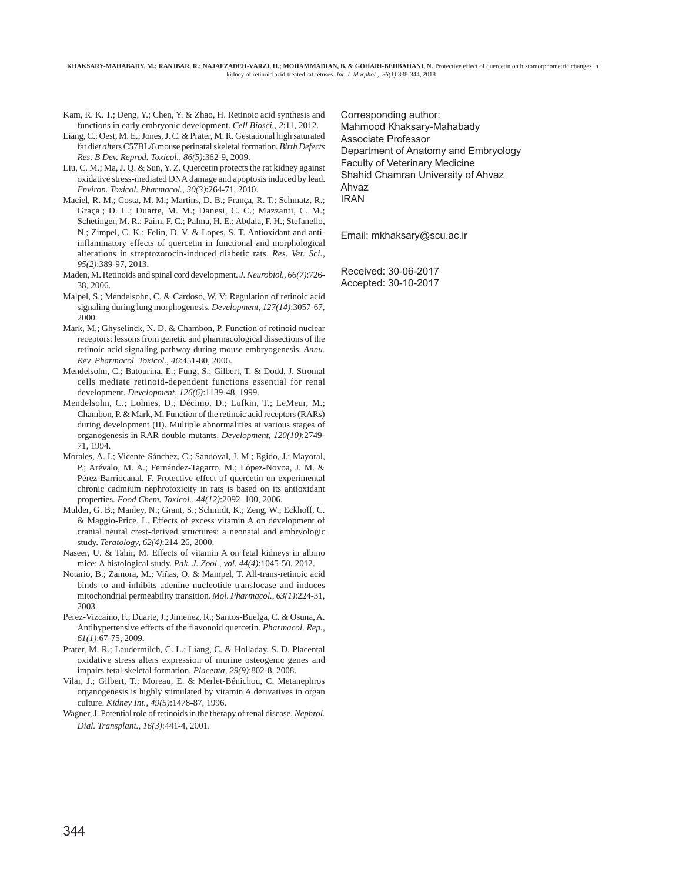Kam, R. K. T.; Deng, Y.; Chen, Y. & Zhao, H. Retinoic acid synthesis and functions in early embryonic development. *Cell Biosci., 2*:11, 2012.

Liang, C.; Oest, M. E.; Jones, J. C. & Prater, M. R. Gestational high saturated fat diet alters C57BL/6 mouse perinatal skeletal formation. *Birth Defects Res. B Dev. Reprod. Toxicol., 86(5)*:362-9, 2009.

Liu, C. M.; Ma, J. Q. & Sun, Y. Z. Quercetin protects the rat kidney against oxidative stress-mediated DNA damage and apoptosis induced by lead. *Environ. Toxicol. Pharmacol., 30(3)*:264-71, 2010.

Maciel, R. M.; Costa, M. M.; Martins, D. B.; França, R. T.; Schmatz, R.; Graça.; D. L.; Duarte, M. M.; Danesi, C. C.; Mazzanti, C. M.; Schetinger, M. R.; Paim, F. C.; Palma, H. E.; Abdala, F. H.; Stefanello, N.; Zimpel, C. K.; Felin, D. V. & Lopes, S. T. Antioxidant and anti-inflammatory effects of quercetin in functional and morphological alterations in streptozotocin-induced diabetic rats. *Res. Vet. Sci., 95(2)*:389-97, 2013.

Maden, M. Retinoids and spinal cord development. *J. Neurobiol., 66(7)*:726-38, 2006.

Malpel, S.; Mendelsohn, C. & Cardoso, W. V: Regulation of retinoic acid signaling during lung morphogenesis. *Development, 127(14)*:3057-67, 2000.

Mark, M.; Ghyselinck, N. D. & Chambon, P. Function of retinoid nuclear receptors: lessons from genetic and pharmacological dissections of the retinoic acid signaling pathway during mouse embryogenesis. *Annu. Rev. Pharmacol. Toxicol., 46*:451-80, 2006.

Mendelsohn, C.; Batourina, E.; Fung, S.; Gilbert, T. & Dodd, J. Stromal cells mediate retinoid-dependent functions essential for renal development. *Development, 126(6)*:1139-48, 1999.

Mendelsohn, C.; Lohnes, D.; Décimo, D.; Lufkin, T.; LeMeur, M.; Chambon, P. & Mark, M. Function of the retinoic acid receptors (RARs) during development (II). Multiple abnormalities at various stages of organogenesis in RAR double mutants. *Development, 120(10)*:2749-71, 1994.

Morales, A. I.; Vicente-Sánchez, C.; Sandoval, J. M.; Egido, J.; Mayoral, P.; Arévalo, M. A.; Fernández-Tagarro, M.; López-Novoa, J. M. & Pérez-Barriocanal, F. Protective effect of quercetin on experimental chronic cadmium nephrotoxicity in rats is based on its antioxidant properties. *Food Chem. Toxicol., 44(12)*:2092–100, 2006.

Mulder, G. B.; Manley, N.; Grant, S.; Schmidt, K.; Zeng, W.; Eckhoff, C. & Maggio-Price, L. Effects of excess vitamin A on development of cranial neural crest-derived structures: a neonatal and embryologic study. *Teratology, 62(4)*:214-26, 2000.

Naseer, U. & Tahir, M. Effects of vitamin A on fetal kidneys in albino mice: A histological study. *Pak. J. Zool., vol. 44(4)*:1045-50, 2012.

Notario, B.; Zamora, M.; Viñas, O. & Mampel, T. All-trans-retinoic acid binds to and inhibits adenine nucleotide translocase and induces mitochondrial permeability transition. *Mol. Pharmacol., 63(1)*:224-31, 2003.

Perez-Vizcaino, F.; Duarte, J.; Jimenez, R.; Santos-Buelga, C. & Osuna, A. Antihypertensive effects of the flavonoid quercetin. *Pharmacol. Rep., 61(1)*:67-75, 2009.

Prater, M. R.; Laudermilch, C. L.; Liang, C. & Holladay, S. D. Placental oxidative stress alters expression of murine osteogenic genes and impairs fetal skeletal formation. *Placenta, 29(9)*:802-8, 2008.

Vilar, J.; Gilbert, T.; Moreau, E. & Merlet-Bénichou, C. Metanephros organogenesis is highly stimulated by vitamin A derivatives in organ culture. *Kidney Int., 49(5)*:1478-87, 1996.

Wagner, J. Potential role of retinoids in the therapy of renal disease. *Nephrol. Dial. Transplant., 16(3)*:441-4, 2001.

Corresponding author:
Mahmood Khaksary-Mahabady
Associate Professor
Department of Anatomy and Embryology
Faculty of Veterinary Medicine
Shahid Chamran University of Ahvaz
Ahvaz
IRAN

Email: mkhaksary@scu.ac.ir

Received: 30-06-2017
Accepted: 30-10-2017